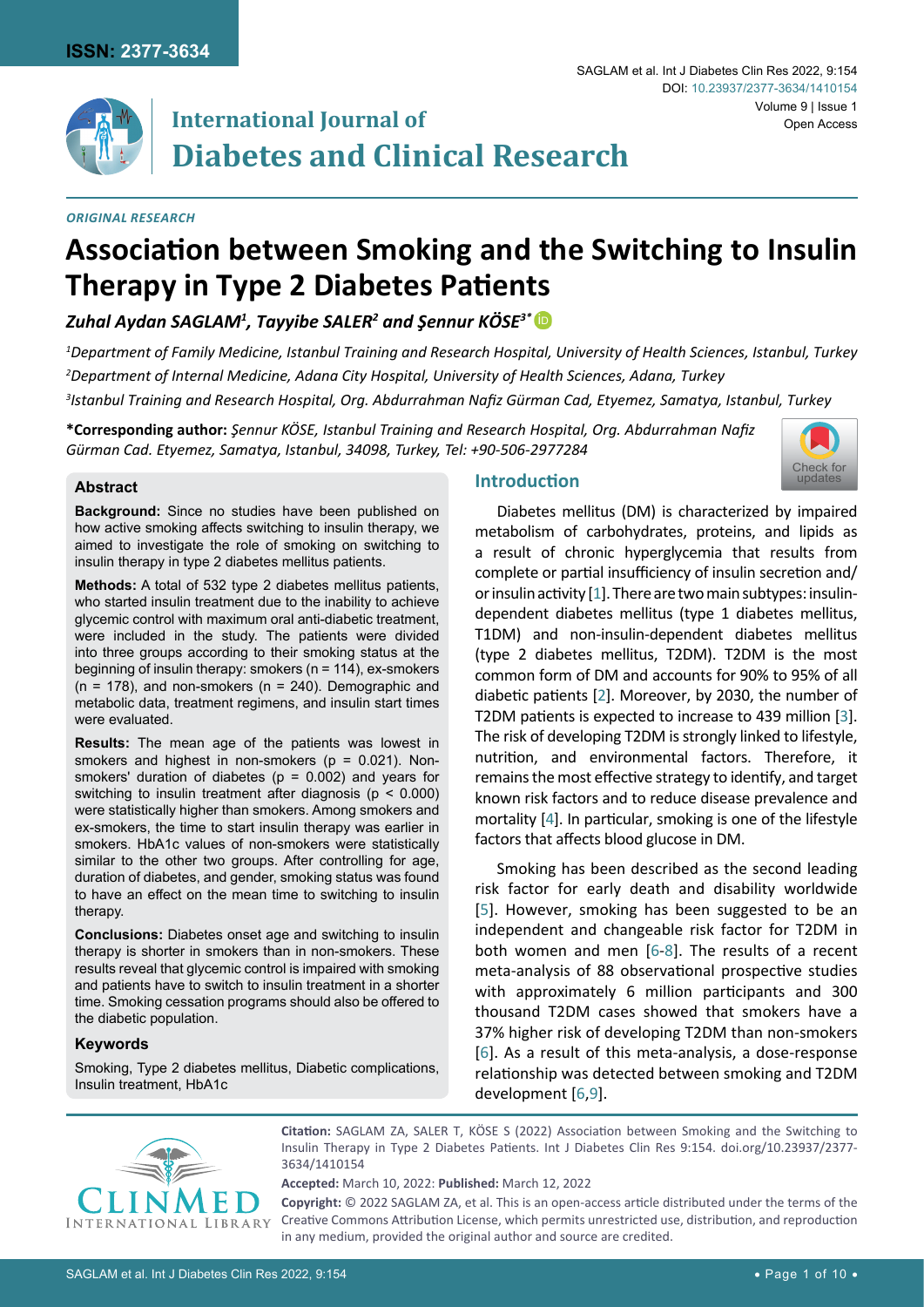ISSN: 2377-3634

# International Journal of Diabetes and Clinical Research

*ORIGINAL RESEARCH*

# Association between Smoking and the Switching to Insulin Therapy in Type 2 Diabetes Patients

***Zuhal Aydan SAGLAM[1], Tayyibe SALER[2] and Şennur KÖSE[3*]***

[1]*Department of Family Medicine, Istanbul Training and Research Hospital, University of Health Sciences, Istanbul, Turkey*

[2]*Department of Internal Medicine, Adana City Hospital, University of Health Sciences, Adana, Turkey*

[3]*Istanbul Training and Research Hospital, Org. Abdurrahman Nafiz Gürman Cad, Etyemez, Samatya, Istanbul, Turkey*

**\*Corresponding author:** *Şennur KÖSE, Istanbul Training and Research Hospital, Org. Abdurrahman Nafiz Gürman Cad. Etyemez, Samatya, Istanbul, 34098, Turkey, Tel: +90-506-2977284*

## Abstract

**Background:** Since no studies have been published on how active smoking affects switching to insulin therapy, we aimed to investigate the role of smoking on switching to insulin therapy in type 2 diabetes mellitus patients.

**Methods:** A total of 532 type 2 diabetes mellitus patients, who started insulin treatment due to the inability to achieve glycemic control with maximum oral anti-diabetic treatment, were included in the study. The patients were divided into three groups according to their smoking status at the beginning of insulin therapy: smokers (n = 114), ex-smokers (n = 178), and non-smokers (n = 240). Demographic and metabolic data, treatment regimens, and insulin start times were evaluated.

**Results:** The mean age of the patients was lowest in smokers and highest in non-smokers (p = 0.021). Non-smokers' duration of diabetes (p = 0.002) and years for switching to insulin treatment after diagnosis (p < 0.000) were statistically higher than smokers. Among smokers and ex-smokers, the time to start insulin therapy was earlier in smokers. HbA1c values of non-smokers were statistically similar to the other two groups. After controlling for age, duration of diabetes, and gender, smoking status was found to have an effect on the mean time to switching to insulin therapy.

**Conclusions:** Diabetes onset age and switching to insulin therapy is shorter in smokers than in non-smokers. These results reveal that glycemic control is impaired with smoking and patients have to switch to insulin treatment in a shorter time. Smoking cessation programs should also be offered to the diabetic population.

### Keywords

Smoking, Type 2 diabetes mellitus, Diabetic complications, Insulin treatment, HbA1c

## Introduction

Diabetes mellitus (DM) is characterized by impaired metabolism of carbohydrates, proteins, and lipids as a result of chronic hyperglycemia that results from complete or partial insufficiency of insulin secretion and/or insulin activity [1]. There are two main subtypes: insulin-dependent diabetes mellitus (type 1 diabetes mellitus, T1DM) and non-insulin-dependent diabetes mellitus (type 2 diabetes mellitus, T2DM). T2DM is the most common form of DM and accounts for 90% to 95% of all diabetic patients [2]. Moreover, by 2030, the number of T2DM patients is expected to increase to 439 million [3]. The risk of developing T2DM is strongly linked to lifestyle, nutrition, and environmental factors. Therefore, it remains the most effective strategy to identify, and target known risk factors and to reduce disease prevalence and mortality [4]. In particular, smoking is one of the lifestyle factors that affects blood glucose in DM.

Smoking has been described as the second leading risk factor for early death and disability worldwide [5]. However, smoking has been suggested to be an independent and changeable risk factor for T2DM in both women and men [6-8]. The results of a recent meta-analysis of 88 observational prospective studies with approximately 6 million participants and 300 thousand T2DM cases showed that smokers have a 37% higher risk of developing T2DM than non-smokers [6]. As a result of this meta-analysis, a dose-response relationship was detected between smoking and T2DM development [6,9].

**Citation:** SAGLAM ZA, SALER T, KÖSE S (2022) Association between Smoking and the Switching to Insulin Therapy in Type 2 Diabetes Patients. Int J Diabetes Clin Res 9:154. doi.org/10.23937/2377-3634/1410154

**Accepted:** March 10, 2022: **Published:** March 12, 2022

**Copyright:** © 2022 SAGLAM ZA, et al. This is an open-access article distributed under the terms of the Creative Commons Attribution License, which permits unrestricted use, distribution, and reproduction in any medium, provided the original author and source are credited.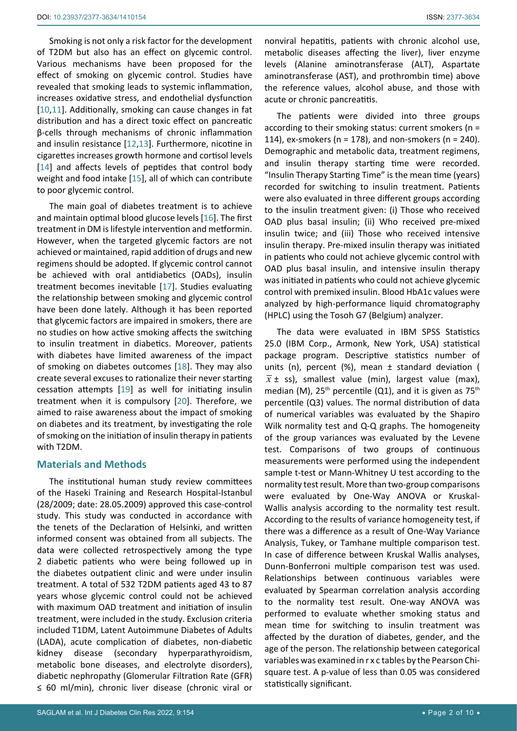Smoking is not only a risk factor for the development of T2DM but also has an effect on glycemic control. Various mechanisms have been proposed for the effect of smoking on glycemic control. Studies have revealed that smoking leads to systemic inflammation, increases oxidative stress, and endothelial dysfunction [10,11]. Additionally, smoking can cause changes in fat distribution and has a direct toxic effect on pancreatic β-cells through mechanisms of chronic inflammation and insulin resistance [12,13]. Furthermore, nicotine in cigarettes increases growth hormone and cortisol levels [14] and affects levels of peptides that control body weight and food intake [15], all of which can contribute to poor glycemic control.

The main goal of diabetes treatment is to achieve and maintain optimal blood glucose levels [16]. The first treatment in DM is lifestyle intervention and metformin. However, when the targeted glycemic factors are not achieved or maintained, rapid addition of drugs and new regimens should be adopted. If glycemic control cannot be achieved with oral antidiabetics (OADs), insulin treatment becomes inevitable [17]. Studies evaluating the relationship between smoking and glycemic control have been done lately. Although it has been reported that glycemic factors are impaired in smokers, there are no studies on how active smoking affects the switching to insulin treatment in diabetics. Moreover, patients with diabetes have limited awareness of the impact of smoking on diabetes outcomes [18]. They may also create several excuses to rationalize their never starting cessation attempts [19] as well for initiating insulin treatment when it is compulsory [20]. Therefore, we aimed to raise awareness about the impact of smoking on diabetes and its treatment, by investigating the role of smoking on the initiation of insulin therapy in patients with T2DM.

## Materials and Methods

The institutional human study review committees of the Haseki Training and Research Hospital-Istanbul (28/2009; date: 28.05.2009) approved this case-control study. This study was conducted in accordance with the tenets of the Declaration of Helsinki, and written informed consent was obtained from all subjects. The data were collected retrospectively among the type 2 diabetic patients who were being followed up in the diabetes outpatient clinic and were under insulin treatment. A total of 532 T2DM patients aged 43 to 87 years whose glycemic control could not be achieved with maximum OAD treatment and initiation of insulin treatment, were included in the study. Exclusion criteria included T1DM, Latent Autoimmune Diabetes of Adults (LADA), acute complication of diabetes, non-diabetic kidney disease (secondary hyperparathyroidism, metabolic bone diseases, and electrolyte disorders), diabetic nephropathy (Glomerular Filtration Rate (GFR) ≤ 60 ml/min), chronic liver disease (chronic viral or nonviral hepatitis, patients with chronic alcohol use, metabolic diseases affecting the liver), liver enzyme levels (Alanine aminotransferase (ALT), Aspartate aminotransferase (AST), and prothrombin time) above the reference values, alcohol abuse, and those with acute or chronic pancreatitis.

The patients were divided into three groups according to their smoking status: current smokers (n = 114), ex-smokers (n = 178), and non-smokers (n = 240). Demographic and metabolic data, treatment regimens, and insulin therapy starting time were recorded. "Insulin Therapy Starting Time" is the mean time (years) recorded for switching to insulin treatment. Patients were also evaluated in three different groups according to the insulin treatment given: (i) Those who received OAD plus basal insulin; (ii) Who received pre-mixed insulin twice; and (iii) Those who received intensive insulin therapy. Pre-mixed insulin therapy was initiated in patients who could not achieve glycemic control with OAD plus basal insulin, and intensive insulin therapy was initiated in patients who could not achieve glycemic control with premixed insulin. Blood HbA1c values were analyzed by high-performance liquid chromatography (HPLC) using the Tosoh G7 (Belgium) analyzer.

The data were evaluated in IBM SPSS Statistics 25.0 (IBM Corp., Armonk, New York, USA) statistical package program. Descriptive statistics number of units (n), percent (%), mean ± standard deviation ($\bar{x}$ ± ss), smallest value (min), largest value (max), median (M), 25th percentile (Q1), and it is given as 75th percentile (Q3) values. The normal distribution of data of numerical variables was evaluated by the Shapiro Wilk normality test and Q-Q graphs. The homogeneity of the group variances was evaluated by the Levene test. Comparisons of two groups of continuous measurements were performed using the independent sample t-test or Mann-Whitney U test according to the normality test result. More than two-group comparisons were evaluated by One-Way ANOVA or Kruskal-Wallis analysis according to the normality test result. According to the results of variance homogeneity test, if there was a difference as a result of One-Way Variance Analysis, Tukey, or Tamhane multiple comparison test. In case of difference between Kruskal Wallis analyses, Dunn-Bonferroni multiple comparison test was used. Relationships between continuous variables were evaluated by Spearman correlation analysis according to the normality test result. One-way ANOVA was performed to evaluate whether smoking status and mean time for switching to insulin treatment was affected by the duration of diabetes, gender, and the age of the person. The relationship between categorical variables was examined in r x c tables by the Pearson Chi-square test. A p-value of less than 0.05 was considered statistically significant.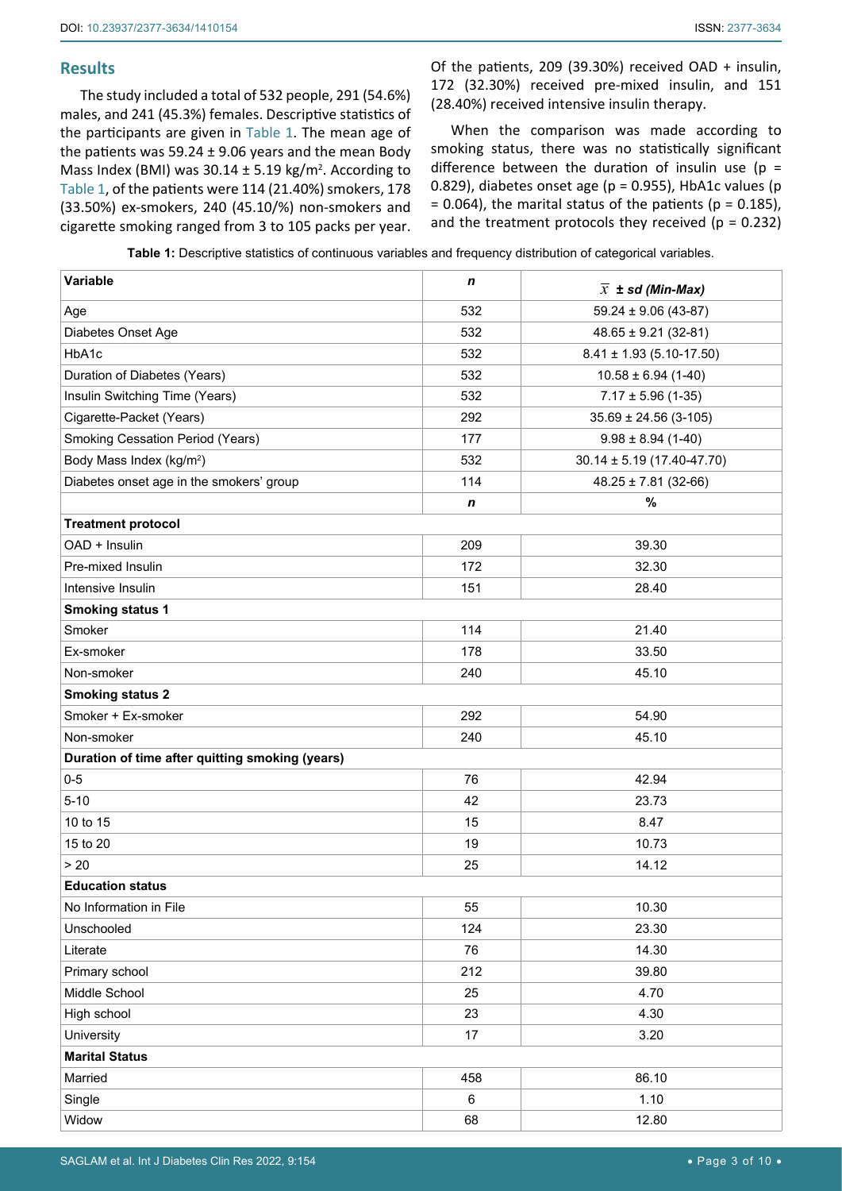## Results

The study included a total of 532 people, 291 (54.6%) males, and 241 (45.3%) females. Descriptive statistics of the participants are given in Table 1. The mean age of the patients was 59.24 ± 9.06 years and the mean Body Mass Index (BMI) was 30.14 ± 5.19 kg/m$^2$. According to Table 1, of the patients were 114 (21.40%) smokers, 178 (33.50%) ex-smokers, 240 (45.10/%) non-smokers and cigarette smoking ranged from 3 to 105 packs per year. Of the patients, 209 (39.30%) received OAD + insulin, 172 (32.30%) received pre-mixed insulin, and 151 (28.40%) received intensive insulin therapy.

When the comparison was made according to smoking status, there was no statistically significant difference between the duration of insulin use ($p$ = 0.829), diabetes onset age ($p$ = 0.955), HbA1c values ($p$ = 0.064), the marital status of the patients ($p$ = 0.185), and the treatment protocols they received ($p$ = 0.232)

**Table 1:** Descriptive statistics of continuous variables and frequency distribution of categorical variables.

| **Variable** | ***n*** | $\bar{x}$ ***± sd (Min-Max)*** |
|---|---|---|
| Age | 532 | 59.24 ± 9.06 (43-87) |
| Diabetes Onset Age | 532 | 48.65 ± 9.21 (32-81) |
| HbA1c | 532 | 8.41 ± 1.93 (5.10-17.50) |
| Duration of Diabetes (Years) | 532 | 10.58 ± 6.94 (1-40) |
| Insulin Switching Time (Years) | 532 | 7.17 ± 5.96 (1-35) |
| Cigarette-Packet (Years) | 292 | 35.69 ± 24.56 (3-105) |
| Smoking Cessation Period (Years) | 177 | 9.98 ± 8.94 (1-40) |
| Body Mass Index (kg/m$^2$) | 532 | 30.14 ± 5.19 (17.40-47.70) |
| Diabetes onset age in the smokers' group | 114 | 48.25 ± 7.81 (32-66) |
| | ***n*** | **%** |
| **Treatment protocol** | | |
| OAD + Insulin | 209 | 39.30 |
| Pre-mixed Insulin | 172 | 32.30 |
| Intensive Insulin | 151 | 28.40 |
| **Smoking status 1** | | |
| Smoker | 114 | 21.40 |
| Ex-smoker | 178 | 33.50 |
| Non-smoker | 240 | 45.10 |
| **Smoking status 2** | | |
| Smoker + Ex-smoker | 292 | 54.90 |
| Non-smoker | 240 | 45.10 |
| **Duration of time after quitting smoking (years)** | | |
| 0-5 | 76 | 42.94 |
| 5-10 | 42 | 23.73 |
| 10 to 15 | 15 | 8.47 |
| 15 to 20 | 19 | 10.73 |
| > 20 | 25 | 14.12 |
| **Education status** | | |
| No Information in File | 55 | 10.30 |
| Unschooled | 124 | 23.30 |
| Literate | 76 | 14.30 |
| Primary school | 212 | 39.80 |
| Middle School | 25 | 4.70 |
| High school | 23 | 4.30 |
| University | 17 | 3.20 |
| **Marital Status** | | |
| Married | 458 | 86.10 |
| Single | 6 | 1.10 |
| Widow | 68 | 12.80 |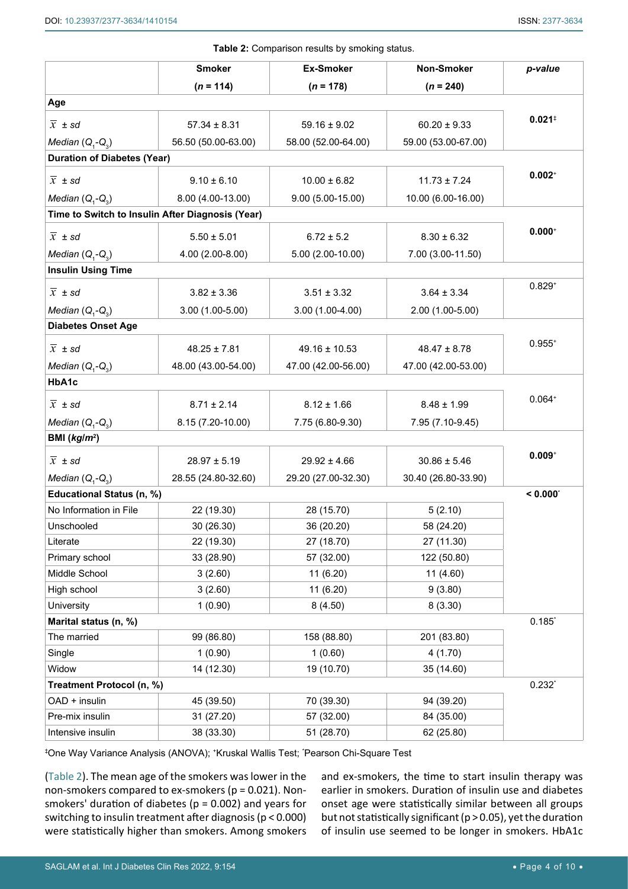**Table 2:** Comparison results by smoking status.

| | Smoker (*n* = 114) | Ex-Smoker (*n* = 178) | Non-Smoker (*n* = 240) | *p-value* |
|---|---|---|---|---|
| **Age** | | | | |
| $\bar{x}$ ± *sd* | 57.34 ± 8.31 | 59.16 ± 9.02 | 60.20 ± 9.33 | **0.021**‡ |
| *Median* ($Q_1$-$Q_3$) | 56.50 (50.00-63.00) | 58.00 (52.00-64.00) | 59.00 (53.00-67.00) | |
| **Duration of Diabetes (Year)** | | | | |
| $\bar{x}$ ± *sd* | 9.10 ± 6.10 | 10.00 ± 6.82 | 11.73 ± 7.24 | **0.002**+ |
| *Median* ($Q_1$-$Q_3$) | 8.00 (4.00-13.00) | 9.00 (5.00-15.00) | 10.00 (6.00-16.00) | |
| **Time to Switch to Insulin After Diagnosis (Year)** | | | | |
| $\bar{x}$ ± *sd* | 5.50 ± 5.01 | 6.72 ± 5.2 | 8.30 ± 6.32 | **0.000**+ |
| *Median* ($Q_1$-$Q_3$) | 4.00 (2.00-8.00) | 5.00 (2.00-10.00) | 7.00 (3.00-11.50) | |
| **Insulin Using Time** | | | | |
| $\bar{x}$ ± *sd* | 3.82 ± 3.36 | 3.51 ± 3.32 | 3.64 ± 3.34 | 0.829+ |
| *Median* ($Q_1$-$Q_3$) | 3.00 (1.00-5.00) | 3.00 (1.00-4.00) | 2.00 (1.00-5.00) | |
| **Diabetes Onset Age** | | | | |
| $\bar{x}$ ± *sd* | 48.25 ± 7.81 | 49.16 ± 10.53 | 48.47 ± 8.78 | 0.955+ |
| *Median* ($Q_1$-$Q_3$) | 48.00 (43.00-54.00) | 47.00 (42.00-56.00) | 47.00 (42.00-53.00) | |
| **HbA1c** | | | | |
| $\bar{x}$ ± *sd* | 8.71 ± 2.14 | 8.12 ± 1.66 | 8.48 ± 1.99 | 0.064+ |
| *Median* ($Q_1$-$Q_3$) | 8.15 (7.20-10.00) | 7.75 (6.80-9.30) | 7.95 (7.10-9.45) | |
| **BMI (*kg/m²*)** | | | | |
| $\bar{x}$ ± *sd* | 28.97 ± 5.19 | 29.92 ± 4.66 | 30.86 ± 5.46 | **0.009**+ |
| *Median* ($Q_1$-$Q_3$) | 28.55 (24.80-32.60) | 29.20 (27.00-32.30) | 30.40 (26.80-33.90) | |
| **Educational Status (n, %)** | | | | **< 0.000**\* |
| No Information in File | 22 (19.30) | 28 (15.70) | 5 (2.10) | |
| Unschooled | 30 (26.30) | 36 (20.20) | 58 (24.20) | |
| Literate | 22 (19.30) | 27 (18.70) | 27 (11.30) | |
| Primary school | 33 (28.90) | 57 (32.00) | 122 (50.80) | |
| Middle School | 3 (2.60) | 11 (6.20) | 11 (4.60) | |
| High school | 3 (2.60) | 11 (6.20) | 9 (3.80) | |
| University | 1 (0.90) | 8 (4.50) | 8 (3.30) | |
| **Marital status (n, %)** | | | | 0.185\* |
| The married | 99 (86.80) | 158 (88.80) | 201 (83.80) | |
| Single | 1 (0.90) | 1 (0.60) | 4 (1.70) | |
| Widow | 14 (12.30) | 19 (10.70) | 35 (14.60) | |
| **Treatment Protocol (n, %)** | | | | 0.232\* |
| OAD + insulin | 45 (39.50) | 70 (39.30) | 94 (39.20) | |
| Pre-mix insulin | 31 (27.20) | 57 (32.00) | 84 (35.00) | |
| Intensive insulin | 38 (33.30) | 51 (28.70) | 62 (25.80) | |

‡One Way Variance Analysis (ANOVA); +Kruskal Wallis Test; \*Pearson Chi-Square Test

(Table 2). The mean age of the smokers was lower in the non-smokers compared to ex-smokers ($p = 0.021$). Non-smokers' duration of diabetes ($p = 0.002$) and years for switching to insulin treatment after diagnosis ($p < 0.000$) were statistically higher than smokers. Among smokers and ex-smokers, the time to start insulin therapy was earlier in smokers. Duration of insulin use and diabetes onset age were statistically similar between all groups but not statistically significant ($p > 0.05$), yet the duration of insulin use seemed to be longer in smokers. HbA1c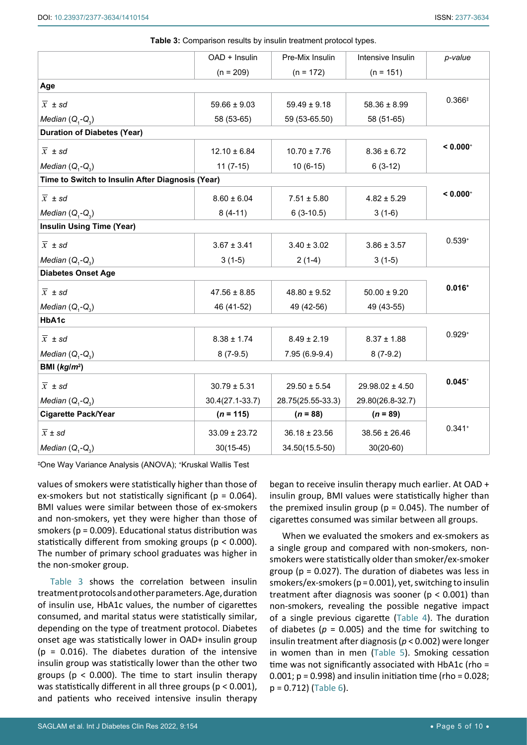**Table 3:** Comparison results by insulin treatment protocol types.

| | OAD + Insulin (n = 209) | Pre-Mix Insulin (n = 172) | Intensive Insulin (n = 151) | *p-value* |
|---|---|---|---|---|
| **Age** | | | | |
| $\bar{x}$ ± *sd* | 59.66 ± 9.03 | 59.49 ± 9.18 | 58.36 ± 8.99 | 0.366‡ |
| *Median* ($Q_1$-$Q_3$) | 58 (53-65) | 59 (53-65.50) | 58 (51-65) | |
| **Duration of Diabetes (Year)** | | | | |
| $\bar{x}$ ± *sd* | 12.10 ± 6.84 | 10.70 ± 7.76 | 8.36 ± 6.72 | **< 0.000⁺** |
| *Median* ($Q_1$-$Q_3$) | 11 (7-15) | 10 (6-15) | 6 (3-12) | |
| **Time to Switch to Insulin After Diagnosis (Year)** | | | | |
| $\bar{x}$ ± *sd* | 8.60 ± 6.04 | 7.51 ± 5.80 | 4.82 ± 5.29 | **< 0.000⁺** |
| *Median* ($Q_1$-$Q_3$) | 8 (4-11) | 6 (3-10.5) | 3 (1-6) | |
| **Insulin Using Time (Year)** | | | | |
| $\bar{x}$ ± *sd* | 3.67 ± 3.41 | 3.40 ± 3.02 | 3.86 ± 3.57 | 0.539⁺ |
| *Median* ($Q_1$-$Q_3$) | 3 (1-5) | 2 (1-4) | 3 (1-5) | |
| **Diabetes Onset Age** | | | | |
| $\bar{x}$ ± *sd* | 47.56 ± 8.85 | 48.80 ± 9.52 | 50.00 ± 9.20 | **0.016⁺** |
| *Median* ($Q_1$-$Q_3$) | 46 (41-52) | 49 (42-56) | 49 (43-55) | |
| **HbA1c** | | | | |
| $\bar{x}$ ± *sd* | 8.38 ± 1.74 | 8.49 ± 2.19 | 8.37 ± 1.88 | 0.929⁺ |
| *Median* ($Q_1$-$Q_3$) | 8 (7-9.5) | 7.95 (6.9-9.4) | 8 (7-9.2) | |
| **BMI (*kg/m²*)** | | | | |
| $\bar{x}$ ± *sd* | 30.79 ± 5.31 | 29.50 ± 5.54 | 29.98.02 ± 4.50 | **0.045⁺** |
| *Median* ($Q_1$-$Q_3$) | 30.4(27.1-33.7) | 28.75(25.55-33.3) | 29.80(26.8-32.7) | |
| **Cigarette Pack/Year** | **(*n* = 115)** | **(*n* = 88)** | **(*n* = 89)** | |
| $\bar{x}$ ± *sd* | 33.09 ± 23.72 | 36.18 ± 23.56 | 38.56 ± 26.46 | 0.341⁺ |
| *Median* ($Q_1$-$Q_3$) | 30(15-45) | 34.50(15.5-50) | 30(20-60) | |

‡One Way Variance Analysis (ANOVA); ⁺Kruskal Wallis Test

values of smokers were statistically higher than those of ex-smokers but not statistically significant (p = 0.064). BMI values were similar between those of ex-smokers and non-smokers, yet they were higher than those of smokers (p = 0.009). Educational status distribution was statistically different from smoking groups (p < 0.000). The number of primary school graduates was higher in the non-smoker group.

Table 3 shows the correlation between insulin treatment protocols and other parameters. Age, duration of insulin use, HbA1c values, the number of cigarettes consumed, and marital status were statistically similar, depending on the type of treatment protocol. Diabetes onset age was statistically lower in OAD+ insulin group (p = 0.016). The diabetes duration of the intensive insulin group was statistically lower than the other two groups (p < 0.000). The time to start insulin therapy was statistically different in all three groups (p < 0.001), and patients who received intensive insulin therapy began to receive insulin therapy much earlier. At OAD + insulin group, BMI values were statistically higher than the premixed insulin group (p = 0.045). The number of cigarettes consumed was similar between all groups.

When we evaluated the smokers and ex-smokers as a single group and compared with non-smokers, non-smokers were statistically older than smoker/ex-smoker group (p = 0.027). The duration of diabetes was less in smokers/ex-smokers (p = 0.001), yet, switching to insulin treatment after diagnosis was sooner (p < 0.001) than non-smokers, revealing the possible negative impact of a single previous cigarette (Table 4). The duration of diabetes (*p* = 0.005) and the time for switching to insulin treatment after diagnosis (*p* < 0.002) were longer in women than in men (Table 5). Smoking cessation time was not significantly associated with HbA1c (rho = 0.001; p = 0.998) and insulin initiation time (rho = 0.028; p = 0.712) (Table 6).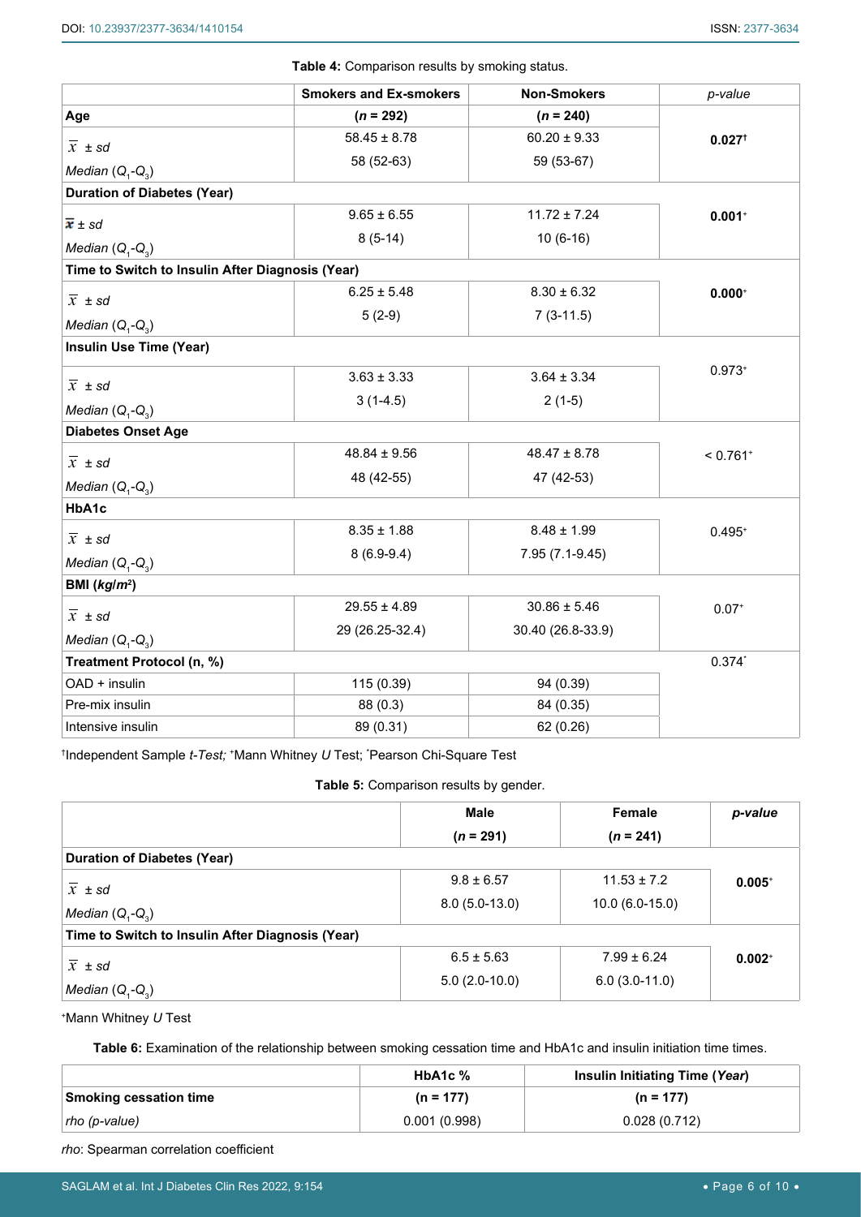**Table 4:** Comparison results by smoking status.

| | Smokers and Ex-smokers | Non-Smokers | *p*-value |
|---|---|---|---|
| **Age** | **(*n* = 292)** | **(*n* = 240)** | |
| $\bar{x}$ ± *sd* | 58.45 ± 8.78 | 60.20 ± 9.33 | **0.027**[†] |
| *Median* ($Q_1$-$Q_3$) | 58 (52-63) | 59 (53-67) | |
| **Duration of Diabetes (Year)** | | | |
| $\bar{x}$ ± *sd* | 9.65 ± 6.55 | 11.72 ± 7.24 | **0.001**[+] |
| *Median* ($Q_1$-$Q_3$) | 8 (5-14) | 10 (6-16) | |
| **Time to Switch to Insulin After Diagnosis (Year)** | | | |
| $\bar{x}$ ± *sd* | 6.25 ± 5.48 | 8.30 ± 6.32 | **0.000**[+] |
| *Median* ($Q_1$-$Q_3$) | 5 (2-9) | 7 (3-11.5) | |
| **Insulin Use Time (Year)** | | | |
| $\bar{x}$ ± *sd* | 3.63 ± 3.33 | 3.64 ± 3.34 | 0.973[+] |
| *Median* ($Q_1$-$Q_3$) | 3 (1-4.5) | 2 (1-5) | |
| **Diabetes Onset Age** | | | |
| $\bar{x}$ ± *sd* | 48.84 ± 9.56 | 48.47 ± 8.78 | < 0.761[+] |
| *Median* ($Q_1$-$Q_3$) | 48 (42-55) | 47 (42-53) | |
| **HbA1c** | | | |
| $\bar{x}$ ± *sd* | 8.35 ± 1.88 | 8.48 ± 1.99 | 0.495[+] |
| *Median* ($Q_1$-$Q_3$) | 8 (6.9-9.4) | 7.95 (7.1-9.45) | |
| **BMI (*kg/m²*)** | | | |
| $\bar{x}$ ± *sd* | 29.55 ± 4.89 | 30.86 ± 5.46 | 0.07[+] |
| *Median* ($Q_1$-$Q_3$) | 29 (26.25-32.4) | 30.40 (26.8-33.9) | |
| **Treatment Protocol (n, %)** | | | 0.374[*] |
| OAD + insulin | 115 (0.39) | 94 (0.39) | |
| Pre-mix insulin | 88 (0.3) | 84 (0.35) | |
| Intensive insulin | 89 (0.31) | 62 (0.26) | |

[†]Independent Sample *t-Test;* [+]Mann Whitney *U* Test; [*]Pearson Chi-Square Test

**Table 5:** Comparison results by gender.

| | Male | Female | *p-value* |
|---|---|---|---|
| | **(*n* = 291)** | **(*n* = 241)** | |
| **Duration of Diabetes (Year)** | | | |
| $\bar{x}$ ± *sd* | 9.8 ± 6.57 | 11.53 ± 7.2 | **0.005**[+] |
| *Median* ($Q_1$-$Q_3$) | 8.0 (5.0-13.0) | 10.0 (6.0-15.0) | |
| **Time to Switch to Insulin After Diagnosis (Year)** | | | |
| $\bar{x}$ ± *sd* | 6.5 ± 5.63 | 7.99 ± 6.24 | **0.002**[+] |
| *Median* ($Q_1$-$Q_3$) | 5.0 (2.0-10.0) | 6.0 (3.0-11.0) | |

[+]Mann Whitney *U* Test

**Table 6:** Examination of the relationship between smoking cessation time and HbA1c and insulin initiation time times.

| | HbA1c % | Insulin Initiating Time (*Year*) |
|---|---|---|
| **Smoking cessation time** | **(n = 177)** | **(n = 177)** |
| *rho (p-value)* | 0.001 (0.998) | 0.028 (0.712) |

*rho*: Spearman correlation coefficient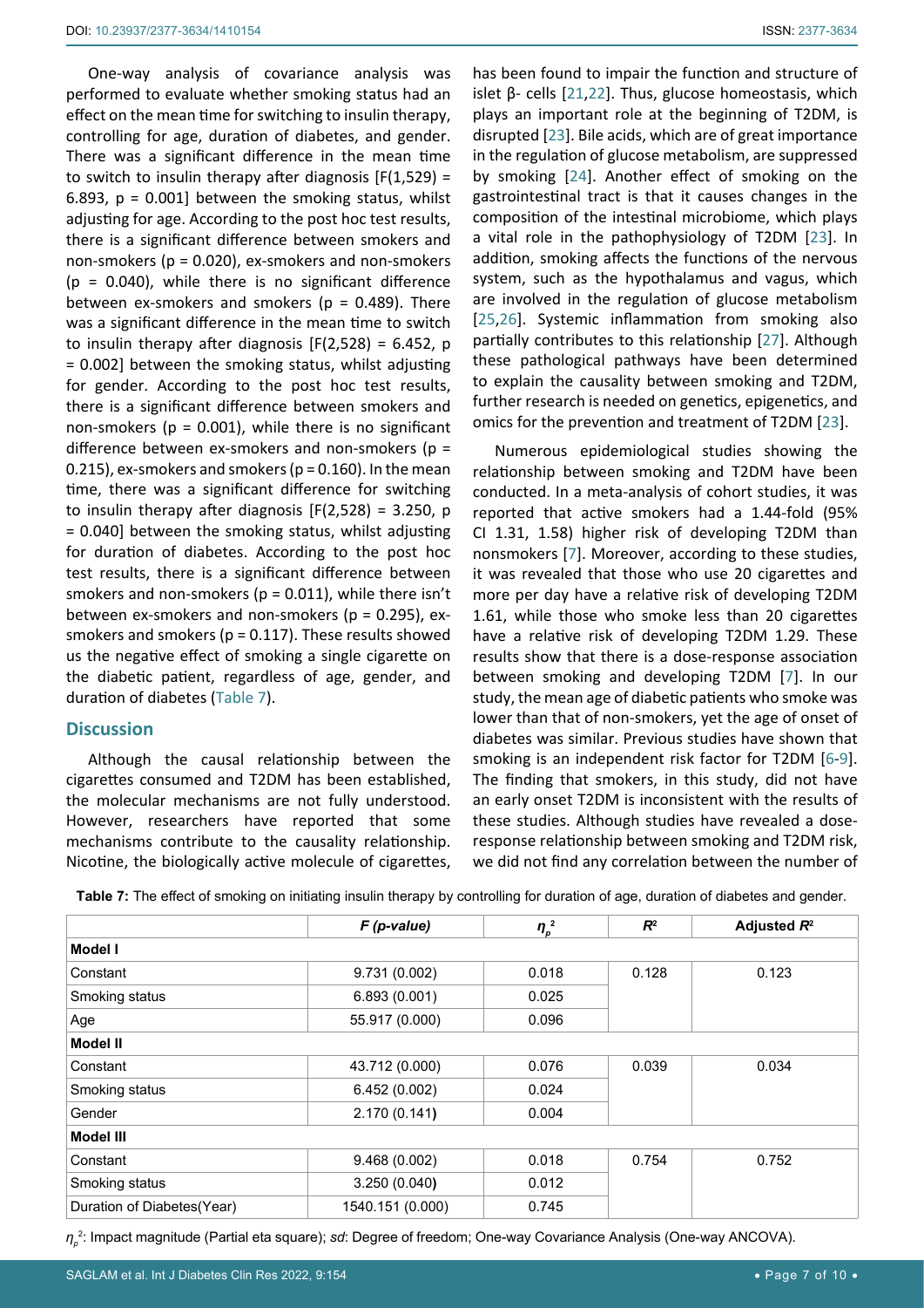One-way analysis of covariance analysis was performed to evaluate whether smoking status had an effect on the mean time for switching to insulin therapy, controlling for age, duration of diabetes, and gender. There was a significant difference in the mean time to switch to insulin therapy after diagnosis [$F(1,529) = 6.893$, $p = 0.001$] between the smoking status, whilst adjusting for age. According to the post hoc test results, there is a significant difference between smokers and non-smokers ($p = 0.020$), ex-smokers and non-smokers ($p = 0.040$), while there is no significant difference between ex-smokers and smokers ($p = 0.489$). There was a significant difference in the mean time to switch to insulin therapy after diagnosis [$F(2,528) = 6.452$, $p = 0.002$] between the smoking status, whilst adjusting for gender. According to the post hoc test results, there is a significant difference between smokers and non-smokers ($p = 0.001$), while there is no significant difference between ex-smokers and non-smokers ($p = 0.215$), ex-smokers and smokers ($p = 0.160$). In the mean time, there was a significant difference for switching to insulin therapy after diagnosis [$F(2,528) = 3.250$, $p = 0.040$] between the smoking status, whilst adjusting for duration of diabetes. According to the post hoc test results, there is a significant difference between smokers and non-smokers ($p = 0.011$), while there isn't between ex-smokers and non-smokers ($p = 0.295$), ex-smokers and smokers ($p = 0.117$). These results showed us the negative effect of smoking a single cigarette on the diabetic patient, regardless of age, gender, and duration of diabetes (Table 7).

## Discussion

Although the causal relationship between the cigarettes consumed and T2DM has been established, the molecular mechanisms are not fully understood. However, researchers have reported that some mechanisms contribute to the causality relationship. Nicotine, the biologically active molecule of cigarettes, has been found to impair the function and structure of islet β- cells [21,22]. Thus, glucose homeostasis, which plays an important role at the beginning of T2DM, is disrupted [23]. Bile acids, which are of great importance in the regulation of glucose metabolism, are suppressed by smoking [24]. Another effect of smoking on the gastrointestinal tract is that it causes changes in the composition of the intestinal microbiome, which plays a vital role in the pathophysiology of T2DM [23]. In addition, smoking affects the functions of the nervous system, such as the hypothalamus and vagus, which are involved in the regulation of glucose metabolism [25,26]. Systemic inflammation from smoking also partially contributes to this relationship [27]. Although these pathological pathways have been determined to explain the causality between smoking and T2DM, further research is needed on genetics, epigenetics, and omics for the prevention and treatment of T2DM [23].

Numerous epidemiological studies showing the relationship between smoking and T2DM have been conducted. In a meta-analysis of cohort studies, it was reported that active smokers had a 1.44-fold (95% CI 1.31, 1.58) higher risk of developing T2DM than nonsmokers [7]. Moreover, according to these studies, it was revealed that those who use 20 cigarettes and more per day have a relative risk of developing T2DM 1.61, while those who smoke less than 20 cigarettes have a relative risk of developing T2DM 1.29. These results show that there is a dose-response association between smoking and developing T2DM [7]. In our study, the mean age of diabetic patients who smoke was lower than that of non-smokers, yet the age of onset of diabetes was similar. Previous studies have shown that smoking is an independent risk factor for T2DM [6-9]. The finding that smokers, in this study, did not have an early onset T2DM is inconsistent with the results of these studies. Although studies have revealed a dose-response relationship between smoking and T2DM risk, we did not find any correlation between the number of

**Table 7:** The effect of smoking on initiating insulin therapy by controlling for duration of age, duration of diabetes and gender.

| | *F (p-value)* | $\eta_p^2$ | $R^2$ | Adjusted $R^2$ |
|---|---|---|---|---|
| **Model I** | | | | |
| Constant | 9.731 (0.002) | 0.018 | 0.128 | 0.123 |
| Smoking status | 6.893 (0.001) | 0.025 | | |
| Age | 55.917 (0.000) | 0.096 | | |
| **Model II** | | | | |
| Constant | 43.712 (0.000) | 0.076 | 0.039 | 0.034 |
| Smoking status | 6.452 (0.002) | 0.024 | | |
| Gender | 2.170 (0.141) | 0.004 | | |
| **Model III** | | | | |
| Constant | 9.468 (0.002) | 0.018 | 0.754 | 0.752 |
| Smoking status | 3.250 (0.040) | 0.012 | | |
| Duration of Diabetes(Year) | 1540.151 (0.000) | 0.745 | | |

$\eta_p^2$: Impact magnitude (Partial eta square); *sd*: Degree of freedom; One-way Covariance Analysis (One-way ANCOVA).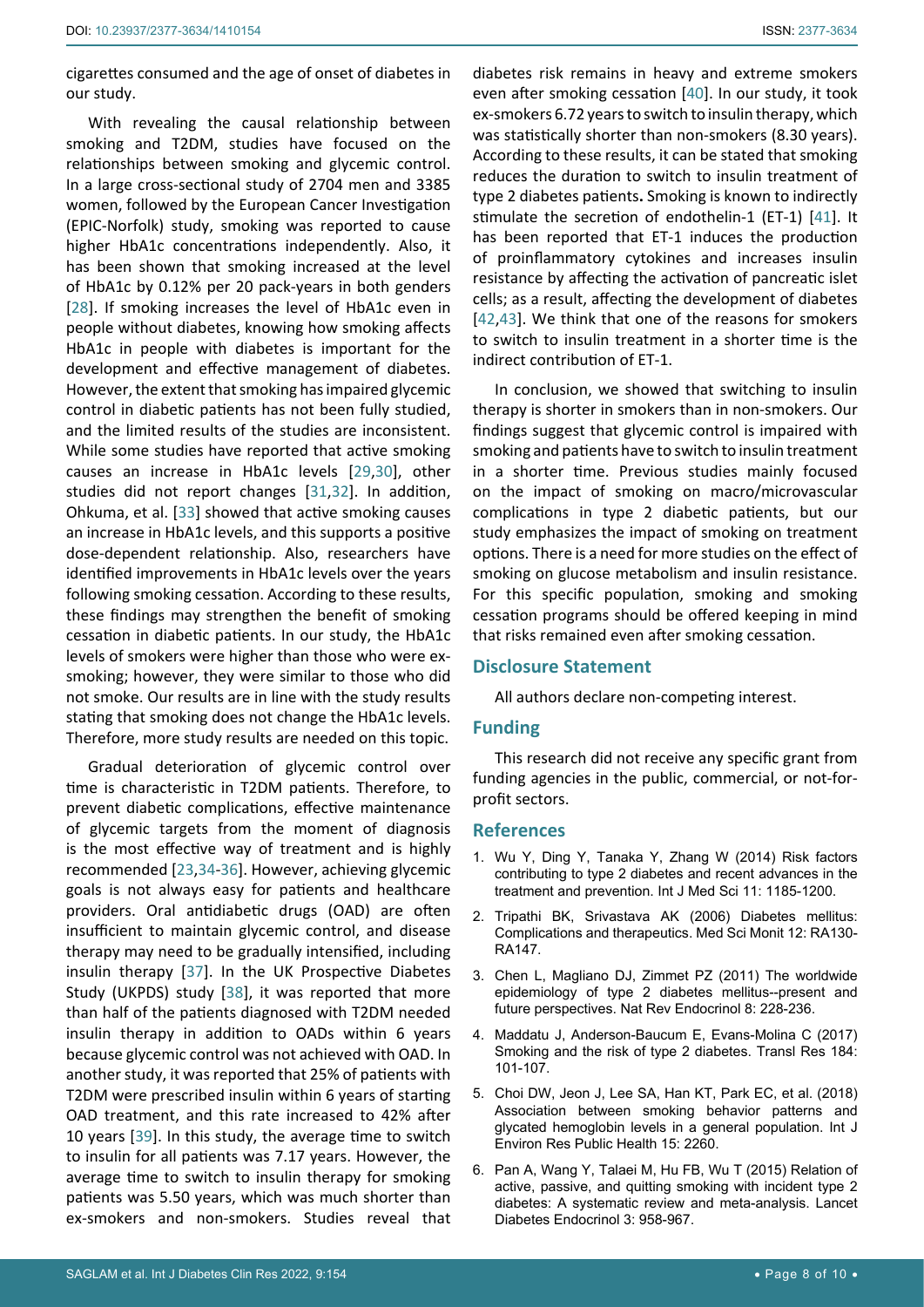cigarettes consumed and the age of onset of diabetes in our study.

With revealing the causal relationship between smoking and T2DM, studies have focused on the relationships between smoking and glycemic control. In a large cross-sectional study of 2704 men and 3385 women, followed by the European Cancer Investigation (EPIC-Norfolk) study, smoking was reported to cause higher HbA1c concentrations independently. Also, it has been shown that smoking increased at the level of HbA1c by 0.12% per 20 pack-years in both genders [28]. If smoking increases the level of HbA1c even in people without diabetes, knowing how smoking affects HbA1c in people with diabetes is important for the development and effective management of diabetes. However, the extent that smoking has impaired glycemic control in diabetic patients has not been fully studied, and the limited results of the studies are inconsistent. While some studies have reported that active smoking causes an increase in HbA1c levels [29,30], other studies did not report changes [31,32]. In addition, Ohkuma, et al. [33] showed that active smoking causes an increase in HbA1c levels, and this supports a positive dose-dependent relationship. Also, researchers have identified improvements in HbA1c levels over the years following smoking cessation. According to these results, these findings may strengthen the benefit of smoking cessation in diabetic patients. In our study, the HbA1c levels of smokers were higher than those who were ex-smoking; however, they were similar to those who did not smoke. Our results are in line with the study results stating that smoking does not change the HbA1c levels. Therefore, more study results are needed on this topic.

Gradual deterioration of glycemic control over time is characteristic in T2DM patients. Therefore, to prevent diabetic complications, effective maintenance of glycemic targets from the moment of diagnosis is the most effective way of treatment and is highly recommended [23,34-36]. However, achieving glycemic goals is not always easy for patients and healthcare providers. Oral antidiabetic drugs (OAD) are often insufficient to maintain glycemic control, and disease therapy may need to be gradually intensified, including insulin therapy [37]. In the UK Prospective Diabetes Study (UKPDS) study [38], it was reported that more than half of the patients diagnosed with T2DM needed insulin therapy in addition to OADs within 6 years because glycemic control was not achieved with OAD. In another study, it was reported that 25% of patients with T2DM were prescribed insulin within 6 years of starting OAD treatment, and this rate increased to 42% after 10 years [39]. In this study, the average time to switch to insulin for all patients was 7.17 years. However, the average time to switch to insulin therapy for smoking patients was 5.50 years, which was much shorter than ex-smokers and non-smokers. Studies reveal that diabetes risk remains in heavy and extreme smokers even after smoking cessation [40]. In our study, it took ex-smokers 6.72 years to switch to insulin therapy, which was statistically shorter than non-smokers (8.30 years). According to these results, it can be stated that smoking reduces the duration to switch to insulin treatment of type 2 diabetes patients**.** Smoking is known to indirectly stimulate the secretion of endothelin-1 (ET-1) [41]. It has been reported that ET-1 induces the production of proinflammatory cytokines and increases insulin resistance by affecting the activation of pancreatic islet cells; as a result, affecting the development of diabetes [42,43]. We think that one of the reasons for smokers to switch to insulin treatment in a shorter time is the indirect contribution of ET-1.

In conclusion, we showed that switching to insulin therapy is shorter in smokers than in non-smokers. Our findings suggest that glycemic control is impaired with smoking and patients have to switch to insulin treatment in a shorter time. Previous studies mainly focused on the impact of smoking on macro/microvascular complications in type 2 diabetic patients, but our study emphasizes the impact of smoking on treatment options. There is a need for more studies on the effect of smoking on glucose metabolism and insulin resistance. For this specific population, smoking and smoking cessation programs should be offered keeping in mind that risks remained even after smoking cessation.

## Disclosure Statement

All authors declare non-competing interest.

## Funding

This research did not receive any specific grant from funding agencies in the public, commercial, or not-for-profit sectors.

## References

1. Wu Y, Ding Y, Tanaka Y, Zhang W (2014) Risk factors contributing to type 2 diabetes and recent advances in the treatment and prevention. Int J Med Sci 11: 1185-1200.
2. Tripathi BK, Srivastava AK (2006) Diabetes mellitus: Complications and therapeutics. Med Sci Monit 12: RA130-RA147.
3. Chen L, Magliano DJ, Zimmet PZ (2011) The worldwide epidemiology of type 2 diabetes mellitus--present and future perspectives. Nat Rev Endocrinol 8: 228-236.
4. Maddatu J, Anderson-Baucum E, Evans-Molina C (2017) Smoking and the risk of type 2 diabetes. Transl Res 184: 101-107.
5. Choi DW, Jeon J, Lee SA, Han KT, Park EC, et al. (2018) Association between smoking behavior patterns and glycated hemoglobin levels in a general population. Int J Environ Res Public Health 15: 2260.
6. Pan A, Wang Y, Talaei M, Hu FB, Wu T (2015) Relation of active, passive, and quitting smoking with incident type 2 diabetes: A systematic review and meta-analysis. Lancet Diabetes Endocrinol 3: 958-967.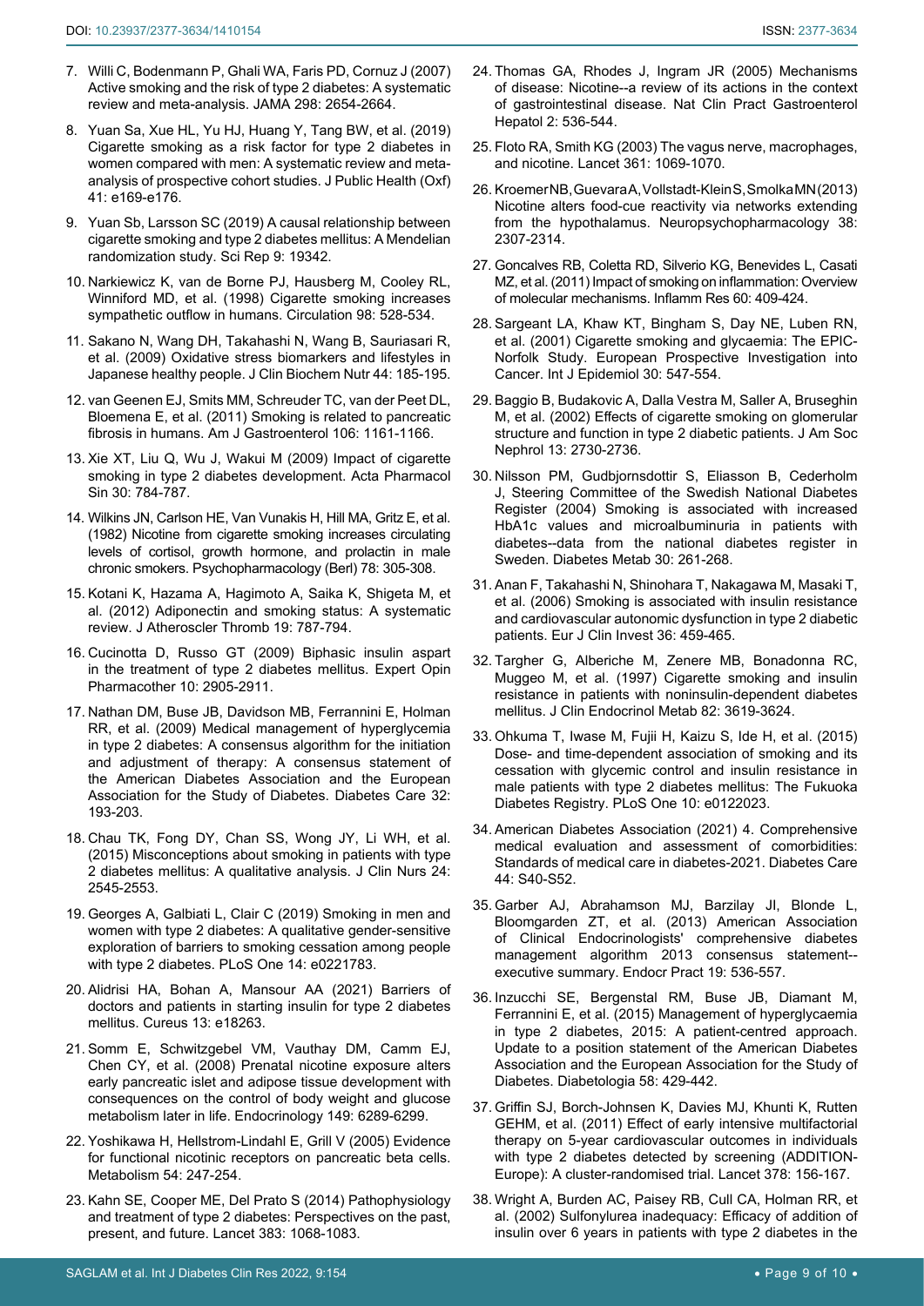7. Willi C, Bodenmann P, Ghali WA, Faris PD, Cornuz J (2007) Active smoking and the risk of type 2 diabetes: A systematic review and meta-analysis. JAMA 298: 2654-2664.
8. Yuan Sa, Xue HL, Yu HJ, Huang Y, Tang BW, et al. (2019) Cigarette smoking as a risk factor for type 2 diabetes in women compared with men: A systematic review and meta-analysis of prospective cohort studies. J Public Health (Oxf) 41: e169-e176.
9. Yuan Sb, Larsson SC (2019) A causal relationship between cigarette smoking and type 2 diabetes mellitus: A Mendelian randomization study. Sci Rep 9: 19342.
10. Narkiewicz K, van de Borne PJ, Hausberg M, Cooley RL, Winniford MD, et al. (1998) Cigarette smoking increases sympathetic outflow in humans. Circulation 98: 528-534.
11. Sakano N, Wang DH, Takahashi N, Wang B, Sauriasari R, et al. (2009) Oxidative stress biomarkers and lifestyles in Japanese healthy people. J Clin Biochem Nutr 44: 185-195.
12. van Geenen EJ, Smits MM, Schreuder TC, van der Peet DL, Bloemena E, et al. (2011) Smoking is related to pancreatic fibrosis in humans. Am J Gastroenterol 106: 1161-1166.
13. Xie XT, Liu Q, Wu J, Wakui M (2009) Impact of cigarette smoking in type 2 diabetes development. Acta Pharmacol Sin 30: 784-787.
14. Wilkins JN, Carlson HE, Van Vunakis H, Hill MA, Gritz E, et al. (1982) Nicotine from cigarette smoking increases circulating levels of cortisol, growth hormone, and prolactin in male chronic smokers. Psychopharmacology (Berl) 78: 305-308.
15. Kotani K, Hazama A, Hagimoto A, Saika K, Shigeta M, et al. (2012) Adiponectin and smoking status: A systematic review. J Atheroscler Thromb 19: 787-794.
16. Cucinotta D, Russo GT (2009) Biphasic insulin aspart in the treatment of type 2 diabetes mellitus. Expert Opin Pharmacother 10: 2905-2911.
17. Nathan DM, Buse JB, Davidson MB, Ferrannini E, Holman RR, et al. (2009) Medical management of hyperglycemia in type 2 diabetes: A consensus algorithm for the initiation and adjustment of therapy: A consensus statement of the American Diabetes Association and the European Association for the Study of Diabetes. Diabetes Care 32: 193-203.
18. Chau TK, Fong DY, Chan SS, Wong JY, Li WH, et al. (2015) Misconceptions about smoking in patients with type 2 diabetes mellitus: A qualitative analysis. J Clin Nurs 24: 2545-2553.
19. Georges A, Galbiati L, Clair C (2019) Smoking in men and women with type 2 diabetes: A qualitative gender-sensitive exploration of barriers to smoking cessation among people with type 2 diabetes. PLoS One 14: e0221783.
20. Alidrisi HA, Bohan A, Mansour AA (2021) Barriers of doctors and patients in starting insulin for type 2 diabetes mellitus. Cureus 13: e18263.
21. Somm E, Schwitzgebel VM, Vauthay DM, Camm EJ, Chen CY, et al. (2008) Prenatal nicotine exposure alters early pancreatic islet and adipose tissue development with consequences on the control of body weight and glucose metabolism later in life. Endocrinology 149: 6289-6299.
22. Yoshikawa H, Hellstrom-Lindahl E, Grill V (2005) Evidence for functional nicotinic receptors on pancreatic beta cells. Metabolism 54: 247-254.
23. Kahn SE, Cooper ME, Del Prato S (2014) Pathophysiology and treatment of type 2 diabetes: Perspectives on the past, present, and future. Lancet 383: 1068-1083.
24. Thomas GA, Rhodes J, Ingram JR (2005) Mechanisms of disease: Nicotine--a review of its actions in the context of gastrointestinal disease. Nat Clin Pract Gastroenterol Hepatol 2: 536-544.
25. Floto RA, Smith KG (2003) The vagus nerve, macrophages, and nicotine. Lancet 361: 1069-1070.
26. Kroemer NB, Guevara A, Vollstadt-Klein S, Smolka MN (2013) Nicotine alters food-cue reactivity via networks extending from the hypothalamus. Neuropsychopharmacology 38: 2307-2314.
27. Goncalves RB, Coletta RD, Silverio KG, Benevides L, Casati MZ, et al. (2011) Impact of smoking on inflammation: Overview of molecular mechanisms. Inflamm Res 60: 409-424.
28. Sargeant LA, Khaw KT, Bingham S, Day NE, Luben RN, et al. (2001) Cigarette smoking and glycaemia: The EPIC-Norfolk Study. European Prospective Investigation into Cancer. Int J Epidemiol 30: 547-554.
29. Baggio B, Budakovic A, Dalla Vestra M, Saller A, Bruseghin M, et al. (2002) Effects of cigarette smoking on glomerular structure and function in type 2 diabetic patients. J Am Soc Nephrol 13: 2730-2736.
30. Nilsson PM, Gudbjornsdottir S, Eliasson B, Cederholm J, Steering Committee of the Swedish National Diabetes Register (2004) Smoking is associated with increased HbA1c values and microalbuminuria in patients with diabetes--data from the national diabetes register in Sweden. Diabetes Metab 30: 261-268.
31. Anan F, Takahashi N, Shinohara T, Nakagawa M, Masaki T, et al. (2006) Smoking is associated with insulin resistance and cardiovascular autonomic dysfunction in type 2 diabetic patients. Eur J Clin Invest 36: 459-465.
32. Targher G, Alberiche M, Zenere MB, Bonadonna RC, Muggeo M, et al. (1997) Cigarette smoking and insulin resistance in patients with noninsulin-dependent diabetes mellitus. J Clin Endocrinol Metab 82: 3619-3624.
33. Ohkuma T, Iwase M, Fujii H, Kaizu S, Ide H, et al. (2015) Dose- and time-dependent association of smoking and its cessation with glycemic control and insulin resistance in male patients with type 2 diabetes mellitus: The Fukuoka Diabetes Registry. PLoS One 10: e0122023.
34. American Diabetes Association (2021) 4. Comprehensive medical evaluation and assessment of comorbidities: Standards of medical care in diabetes-2021. Diabetes Care 44: S40-S52.
35. Garber AJ, Abrahamson MJ, Barzilay JI, Blonde L, Bloomgarden ZT, et al. (2013) American Association of Clinical Endocrinologists' comprehensive diabetes management algorithm 2013 consensus statement--executive summary. Endocr Pract 19: 536-557.
36. Inzucchi SE, Bergenstal RM, Buse JB, Diamant M, Ferrannini E, et al. (2015) Management of hyperglycaemia in type 2 diabetes, 2015: A patient-centred approach. Update to a position statement of the American Diabetes Association and the European Association for the Study of Diabetes. Diabetologia 58: 429-442.
37. Griffin SJ, Borch-Johnsen K, Davies MJ, Khunti K, Rutten GEHM, et al. (2011) Effect of early intensive multifactorial therapy on 5-year cardiovascular outcomes in individuals with type 2 diabetes detected by screening (ADDITION-Europe): A cluster-randomised trial. Lancet 378: 156-167.
38. Wright A, Burden AC, Paisey RB, Cull CA, Holman RR, et al. (2002) Sulfonylurea inadequacy: Efficacy of addition of insulin over 6 years in patients with type 2 diabetes in the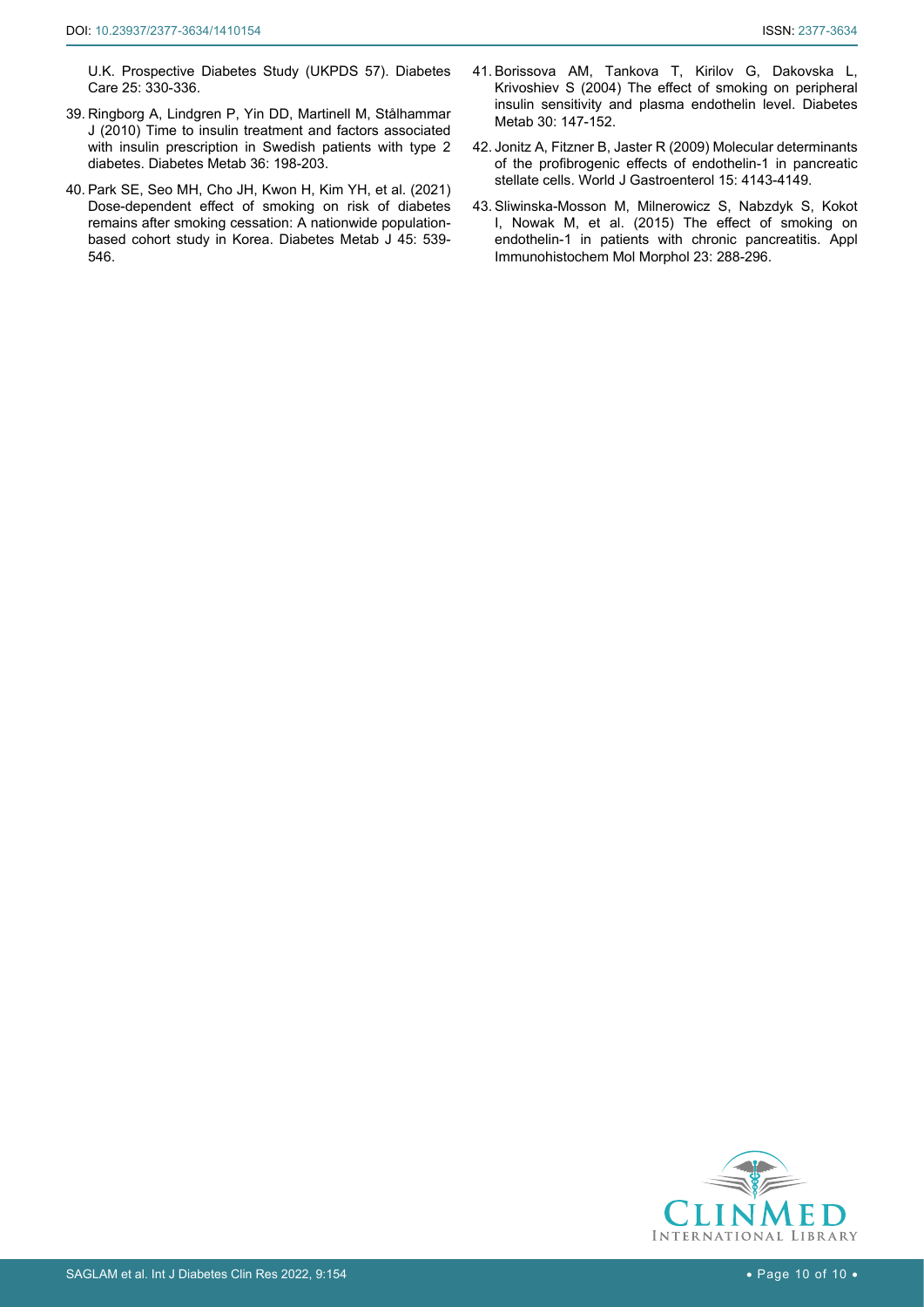U.K. Prospective Diabetes Study (UKPDS 57). Diabetes Care 25: 330-336.

39. Ringborg A, Lindgren P, Yin DD, Martinell M, Stålhammar J (2010) Time to insulin treatment and factors associated with insulin prescription in Swedish patients with type 2 diabetes. Diabetes Metab 36: 198-203.

40. Park SE, Seo MH, Cho JH, Kwon H, Kim YH, et al. (2021) Dose-dependent effect of smoking on risk of diabetes remains after smoking cessation: A nationwide population-based cohort study in Korea. Diabetes Metab J 45: 539-546.

41. Borissova AM, Tankova T, Kirilov G, Dakovska L, Krivoshiev S (2004) The effect of smoking on peripheral insulin sensitivity and plasma endothelin level. Diabetes Metab 30: 147-152.

42. Jonitz A, Fitzner B, Jaster R (2009) Molecular determinants of the profibrogenic effects of endothelin-1 in pancreatic stellate cells. World J Gastroenterol 15: 4143-4149.

43. Sliwinska-Mosson M, Milnerowicz S, Nabzdyk S, Kokot I, Nowak M, et al. (2015) The effect of smoking on endothelin-1 in patients with chronic pancreatitis. Appl Immunohistochem Mol Morphol 23: 288-296.